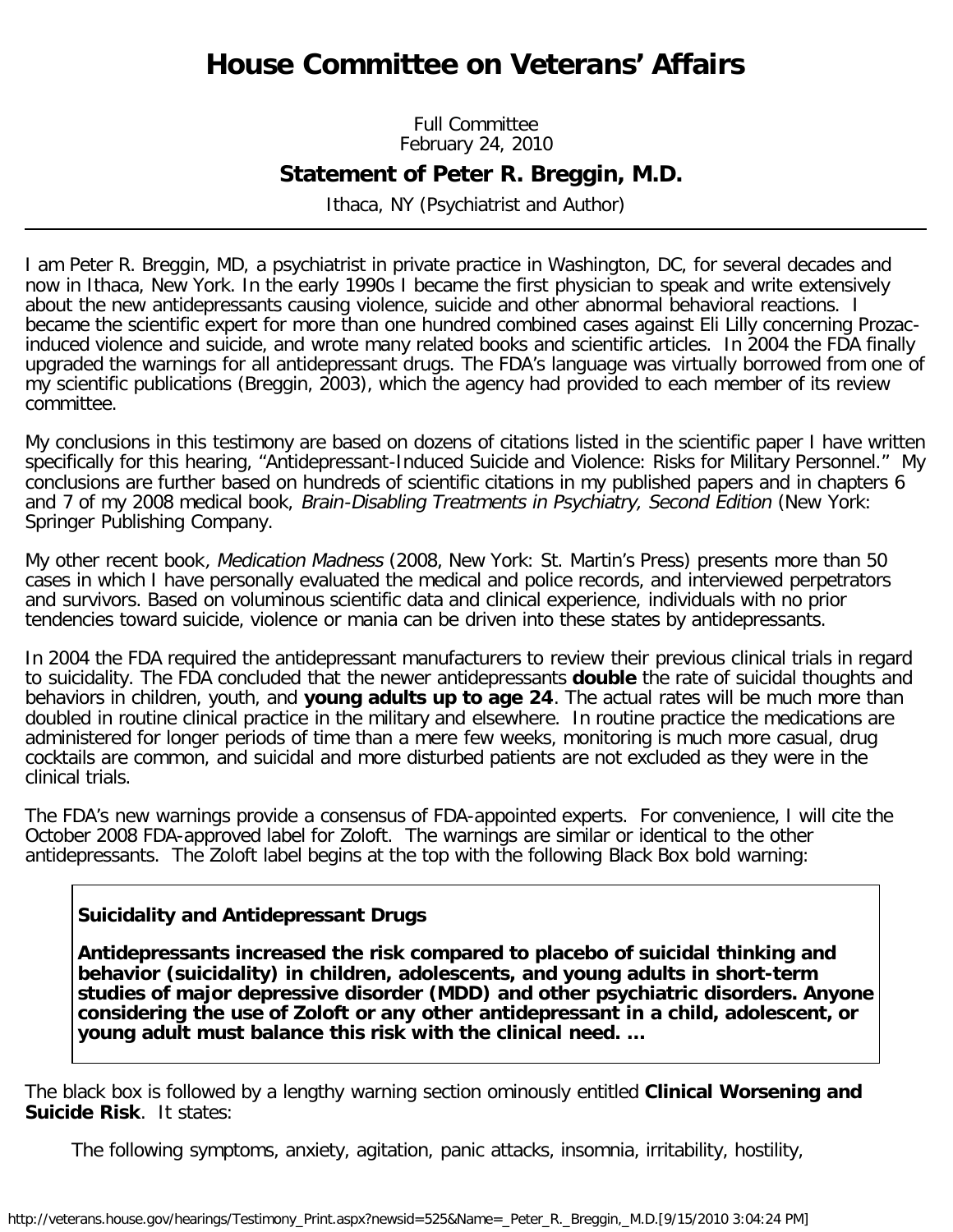# House Committee on Veterans' Affairs

Full Committee
February 24, 2010

## Statement of Peter R. Breggin, M.D.

Ithaca, NY (Psychiatrist and Author)

---

I am Peter R. Breggin, MD, a psychiatrist in private practice in Washington, DC, for several decades and now in Ithaca, New York. In the early 1990s I became the first physician to speak and write extensively about the new antidepressants causing violence, suicide and other abnormal behavioral reactions. I became the scientific expert for more than one hundred combined cases against Eli Lilly concerning Prozac-induced violence and suicide, and wrote many related books and scientific articles. In 2004 the FDA finally upgraded the warnings for all antidepressant drugs. The FDA's language was virtually borrowed from one of my scientific publications (Breggin, 2003), which the agency had provided to each member of its review committee.

My conclusions in this testimony are based on dozens of citations listed in the scientific paper I have written specifically for this hearing, "Antidepressant-Induced Suicide and Violence: Risks for Military Personnel." My conclusions are further based on hundreds of scientific citations in my published papers and in chapters 6 and 7 of my 2008 medical book, *Brain-Disabling Treatments in Psychiatry, Second Edition* (New York: Springer Publishing Company.

My other recent book, *Medication Madness* (2008, New York: St. Martin's Press) presents more than 50 cases in which I have personally evaluated the medical and police records, and interviewed perpetrators and survivors. Based on voluminous scientific data and clinical experience, individuals with no prior tendencies toward suicide, violence or mania can be driven into these states by antidepressants.

In 2004 the FDA required the antidepressant manufacturers to review their previous clinical trials in regard to suicidality. The FDA concluded that the newer antidepressants **double** the rate of suicidal thoughts and behaviors in children, youth, and **young adults up to age 24**. The actual rates will be much more than doubled in routine clinical practice in the military and elsewhere. In routine practice the medications are administered for longer periods of time than a mere few weeks, monitoring is much more casual, drug cocktails are common, and suicidal and more disturbed patients are not excluded as they were in the clinical trials.

The FDA's new warnings provide a consensus of FDA-appointed experts. For convenience, I will cite the October 2008 FDA-approved label for Zoloft. The warnings are similar or identical to the other antidepressants. The Zoloft label begins at the top with the following Black Box bold warning:

> **Suicidality and Antidepressant Drugs**
>
> **Antidepressants increased the risk compared to placebo of suicidal thinking and behavior (suicidality) in children, adolescents, and young adults in short-term studies of major depressive disorder (MDD) and other psychiatric disorders. Anyone considering the use of Zoloft or any other antidepressant in a child, adolescent, or young adult must balance this risk with the clinical need. ...**

The black box is followed by a lengthy warning section ominously entitled **Clinical Worsening and Suicide Risk**. It states:

> The following symptoms, anxiety, agitation, panic attacks, insomnia, irritability, hostility,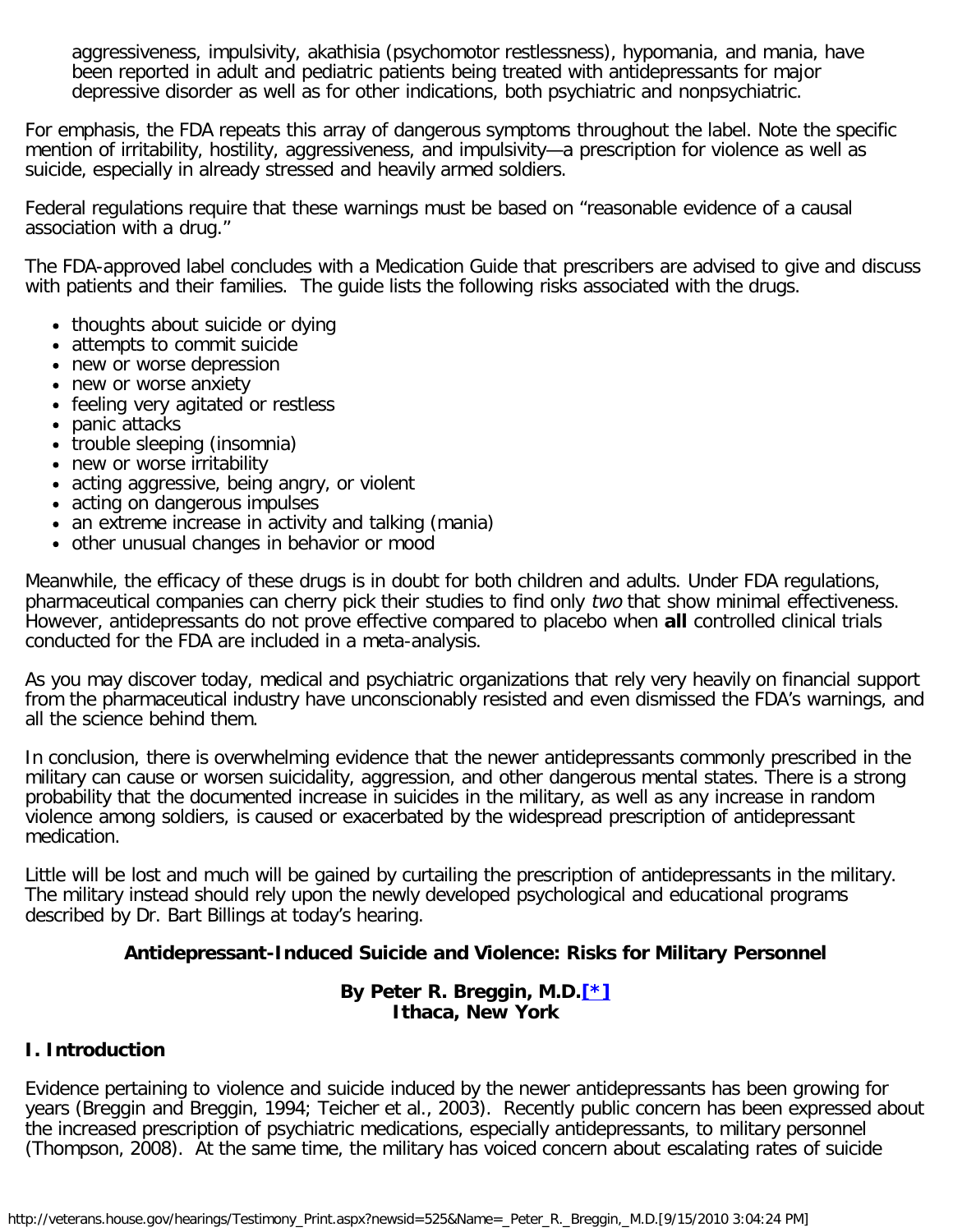aggressiveness, impulsivity, akathisia (psychomotor restlessness), hypomania, and mania, have been reported in adult and pediatric patients being treated with antidepressants for major depressive disorder as well as for other indications, both psychiatric and nonpsychiatric.

For emphasis, the FDA repeats this array of dangerous symptoms throughout the label. Note the specific mention of irritability, hostility, aggressiveness, and impulsivity—a prescription for violence as well as suicide, especially in already stressed and heavily armed soldiers.

Federal regulations require that these warnings must be based on "reasonable evidence of a causal association with a drug."

The FDA-approved label concludes with a Medication Guide that prescribers are advised to give and discuss with patients and their families. The guide lists the following risks associated with the drugs.

- thoughts about suicide or dying
- attempts to commit suicide
- new or worse depression
- new or worse anxiety
- feeling very agitated or restless
- panic attacks
- trouble sleeping (insomnia)
- new or worse irritability
- acting aggressive, being angry, or violent
- acting on dangerous impulses
- an extreme increase in activity and talking (mania)
- other unusual changes in behavior or mood

Meanwhile, the efficacy of these drugs is in doubt for both children and adults. Under FDA regulations, pharmaceutical companies can cherry pick their studies to find only *two* that show minimal effectiveness. However, antidepressants do not prove effective compared to placebo when **all** controlled clinical trials conducted for the FDA are included in a meta-analysis.

As you may discover today, medical and psychiatric organizations that rely very heavily on financial support from the pharmaceutical industry have unconscionably resisted and even dismissed the FDA's warnings, and all the science behind them.

In conclusion, there is overwhelming evidence that the newer antidepressants commonly prescribed in the military can cause or worsen suicidality, aggression, and other dangerous mental states. There is a strong probability that the documented increase in suicides in the military, as well as any increase in random violence among soldiers, is caused or exacerbated by the widespread prescription of antidepressant medication.

Little will be lost and much will be gained by curtailing the prescription of antidepressants in the military. The military instead should rely upon the newly developed psychological and educational programs described by Dr. Bart Billings at today's hearing.

## Antidepressant-Induced Suicide and Violence: Risks for Military Personnel

**By Peter R. Breggin, M.D.[*]**
**Ithaca, New York**

### I. Introduction

Evidence pertaining to violence and suicide induced by the newer antidepressants has been growing for years (Breggin and Breggin, 1994; Teicher et al., 2003). Recently public concern has been expressed about the increased prescription of psychiatric medications, especially antidepressants, to military personnel (Thompson, 2008). At the same time, the military has voiced concern about escalating rates of suicide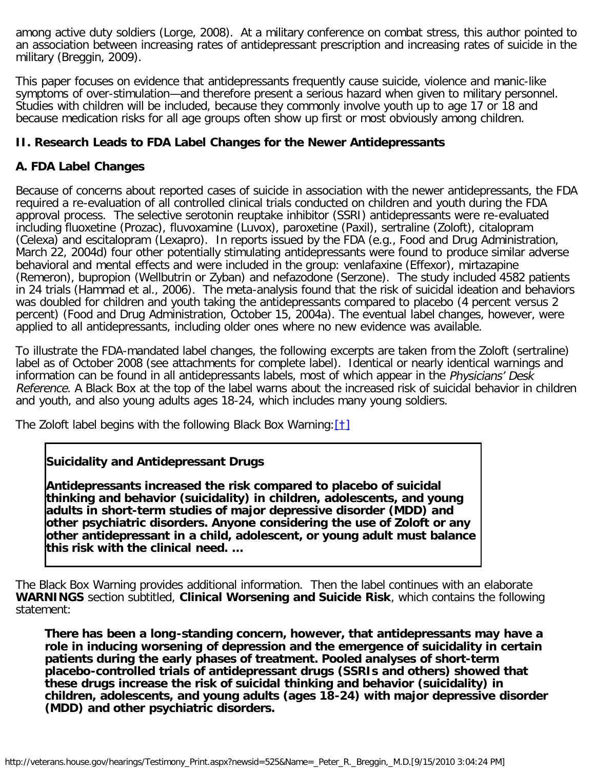among active duty soldiers (Lorge, 2008). At a military conference on combat stress, this author pointed to an association between increasing rates of antidepressant prescription and increasing rates of suicide in the military (Breggin, 2009).

This paper focuses on evidence that antidepressants frequently cause suicide, violence and manic-like symptoms of over-stimulation—and therefore present a serious hazard when given to military personnel. Studies with children will be included, because they commonly involve youth up to age 17 or 18 and because medication risks for all age groups often show up first or most obviously among children.

## II. Research Leads to FDA Label Changes for the Newer Antidepressants

### A. FDA Label Changes

Because of concerns about reported cases of suicide in association with the newer antidepressants, the FDA required a re-evaluation of all controlled clinical trials conducted on children and youth during the FDA approval process. The selective serotonin reuptake inhibitor (SSRI) antidepressants were re-evaluated including fluoxetine (Prozac), fluvoxamine (Luvox), paroxetine (Paxil), sertraline (Zoloft), citalopram (Celexa) and escitalopram (Lexapro). In reports issued by the FDA (e.g., Food and Drug Administration, March 22, 2004d) four other potentially stimulating antidepressants were found to produce similar adverse behavioral and mental effects and were included in the group: venlafaxine (Effexor), mirtazapine (Remeron), bupropion (Wellbutrin or Zyban) and nefazodone (Serzone). The study included 4582 patients in 24 trials (Hammad et al., 2006). The meta-analysis found that the risk of suicidal ideation and behaviors was doubled for children and youth taking the antidepressants compared to placebo (4 percent versus 2 percent) (Food and Drug Administration, October 15, 2004a). The eventual label changes, however, were applied to all antidepressants, including older ones where no new evidence was available.

To illustrate the FDA-mandated label changes, the following excerpts are taken from the Zoloft (sertraline) label as of October 2008 (see attachments for complete label). Identical or nearly identical warnings and information can be found in all antidepressants labels, most of which appear in the *Physicians' Desk Reference*. A Black Box at the top of the label warns about the increased risk of suicidal behavior in children and youth, and also young adults ages 18-24, which includes many young soldiers.

The Zoloft label begins with the following Black Box Warning:[†]

> **Suicidality and Antidepressant Drugs**
>
> **Antidepressants increased the risk compared to placebo of suicidal thinking and behavior (suicidality) in children, adolescents, and young adults in short-term studies of major depressive disorder (MDD) and other psychiatric disorders. Anyone considering the use of Zoloft or any other antidepressant in a child, adolescent, or young adult must balance this risk with the clinical need. ...**

The Black Box Warning provides additional information. Then the label continues with an elaborate **WARNINGS** section subtitled, **Clinical Worsening and Suicide Risk**, which contains the following statement:

> **There has been a long-standing concern, however, that antidepressants may have a role in inducing worsening of depression and the emergence of suicidality in certain patients during the early phases of treatment. Pooled analyses of short-term placebo-controlled trials of antidepressant drugs (SSRIs and others) showed that these drugs increase the risk of suicidal thinking and behavior (suicidality) in children, adolescents, and young adults (ages 18-24) with major depressive disorder (MDD) and other psychiatric disorders.**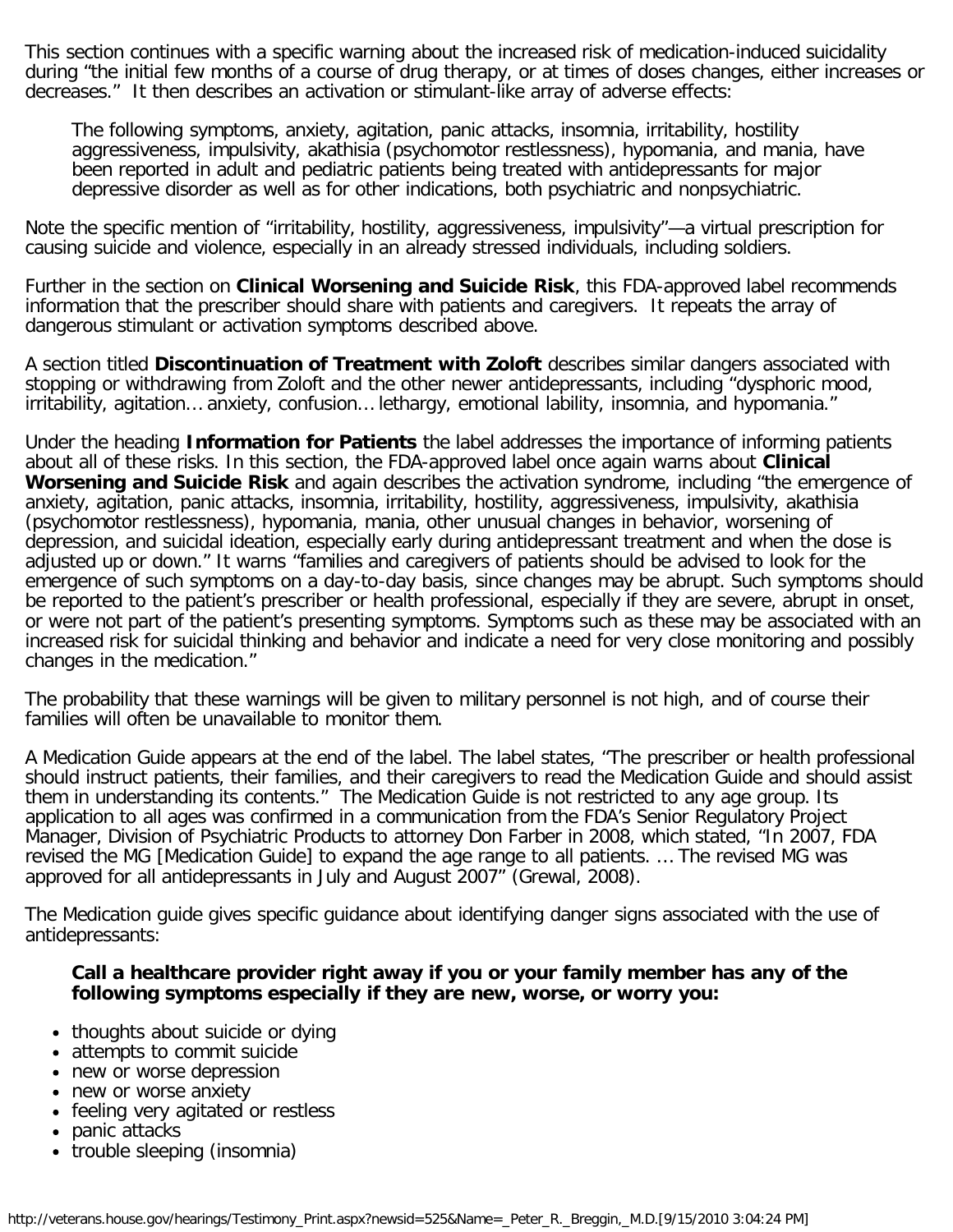This section continues with a specific warning about the increased risk of medication-induced suicidality during "the initial few months of a course of drug therapy, or at times of doses changes, either increases or decreases." It then describes an activation or stimulant-like array of adverse effects:

> The following symptoms, anxiety, agitation, panic attacks, insomnia, irritability, hostility aggressiveness, impulsivity, akathisia (psychomotor restlessness), hypomania, and mania, have been reported in adult and pediatric patients being treated with antidepressants for major depressive disorder as well as for other indications, both psychiatric and nonpsychiatric.

Note the specific mention of "irritability, hostility, aggressiveness, impulsivity"—a virtual prescription for causing suicide and violence, especially in an already stressed individuals, including soldiers.

Further in the section on **Clinical Worsening and Suicide Risk**, this FDA-approved label recommends information that the prescriber should share with patients and caregivers. It repeats the array of dangerous stimulant or activation symptoms described above.

A section titled **Discontinuation of Treatment with Zoloft** describes similar dangers associated with stopping or withdrawing from Zoloft and the other newer antidepressants, including "dysphoric mood, irritability, agitation… anxiety, confusion… lethargy, emotional lability, insomnia, and hypomania."

Under the heading **Information for Patients** the label addresses the importance of informing patients about all of these risks. In this section, the FDA-approved label once again warns about **Clinical Worsening and Suicide Risk** and again describes the activation syndrome, including "the emergence of anxiety, agitation, panic attacks, insomnia, irritability, hostility, aggressiveness, impulsivity, akathisia (psychomotor restlessness), hypomania, mania, other unusual changes in behavior, worsening of depression, and suicidal ideation, especially early during antidepressant treatment and when the dose is adjusted up or down." It warns "families and caregivers of patients should be advised to look for the emergence of such symptoms on a day-to-day basis, since changes may be abrupt. Such symptoms should be reported to the patient's prescriber or health professional, especially if they are severe, abrupt in onset, or were not part of the patient's presenting symptoms. Symptoms such as these may be associated with an increased risk for suicidal thinking and behavior and indicate a need for very close monitoring and possibly changes in the medication."

The probability that these warnings will be given to military personnel is not high, and of course their families will often be unavailable to monitor them.

A Medication Guide appears at the end of the label. The label states, "The prescriber or health professional should instruct patients, their families, and their caregivers to read the Medication Guide and should assist them in understanding its contents." The Medication Guide is not restricted to any age group. Its application to all ages was confirmed in a communication from the FDA's Senior Regulatory Project Manager, Division of Psychiatric Products to attorney Don Farber in 2008, which stated, "In 2007, FDA revised the MG [Medication Guide] to expand the age range to all patients. … The revised MG was approved for all antidepressants in July and August 2007" (Grewal, 2008).

The Medication guide gives specific guidance about identifying danger signs associated with the use of antidepressants:

> **Call a healthcare provider right away if you or your family member has any of the following symptoms especially if they are new, worse, or worry you:**

- thoughts about suicide or dying
- attempts to commit suicide
- new or worse depression
- new or worse anxiety
- feeling very agitated or restless
- panic attacks
- trouble sleeping (insomnia)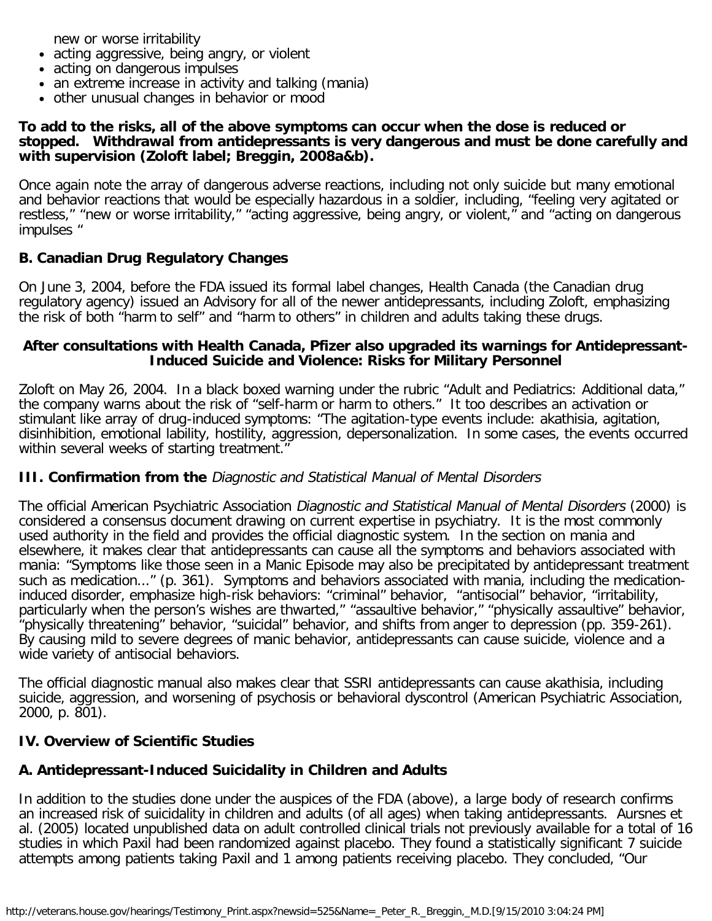new or worse irritability

- acting aggressive, being angry, or violent
- acting on dangerous impulses
- an extreme increase in activity and talking (mania)
- other unusual changes in behavior or mood

**To add to the risks, all of the above symptoms can occur when the dose is reduced or stopped. Withdrawal from antidepressants is very dangerous and must be done carefully and with supervision (Zoloft label; Breggin, 2008a&b).**

Once again note the array of dangerous adverse reactions, including not only suicide but many emotional and behavior reactions that would be especially hazardous in a soldier, including, "feeling very agitated or restless," "new or worse irritability," "acting aggressive, being angry, or violent," and "acting on dangerous impulses "

### B. Canadian Drug Regulatory Changes

On June 3, 2004, before the FDA issued its formal label changes, Health Canada (the Canadian drug regulatory agency) issued an Advisory for all of the newer antidepressants, including Zoloft, emphasizing the risk of both "harm to self" and "harm to others" in children and adults taking these drugs.

**After consultations with Health Canada, Pfizer also upgraded its warnings for Antidepressant-Induced Suicide and Violence: Risks for Military Personnel**

Zoloft on May 26, 2004. In a black boxed warning under the rubric "Adult and Pediatrics: Additional data," the company warns about the risk of "self-harm or harm to others." It too describes an activation or stimulant like array of drug-induced symptoms: "The agitation-type events include: akathisia, agitation, disinhibition, emotional lability, hostility, aggression, depersonalization. In some cases, the events occurred within several weeks of starting treatment."

### III. Confirmation from the *Diagnostic and Statistical Manual of Mental Disorders*

The official American Psychiatric Association *Diagnostic and Statistical Manual of Mental Disorders* (2000) is considered a consensus document drawing on current expertise in psychiatry. It is the most commonly used authority in the field and provides the official diagnostic system. In the section on mania and elsewhere, it makes clear that antidepressants can cause all the symptoms and behaviors associated with mania: "Symptoms like those seen in a Manic Episode may also be precipitated by antidepressant treatment such as medication..." (p. 361). Symptoms and behaviors associated with mania, including the medication-induced disorder, emphasize high-risk behaviors: "criminal" behavior, "antisocial" behavior, "irritability, particularly when the person's wishes are thwarted," "assaultive behavior," "physically assaultive" behavior, "physically threatening" behavior, "suicidal" behavior, and shifts from anger to depression (pp. 359-261). By causing mild to severe degrees of manic behavior, antidepressants can cause suicide, violence and a wide variety of antisocial behaviors.

The official diagnostic manual also makes clear that SSRI antidepressants can cause akathisia, including suicide, aggression, and worsening of psychosis or behavioral dyscontrol (American Psychiatric Association, 2000, p. 801).

### IV. Overview of Scientific Studies

### A. Antidepressant-Induced Suicidality in Children and Adults

In addition to the studies done under the auspices of the FDA (above), a large body of research confirms an increased risk of suicidality in children and adults (of all ages) when taking antidepressants. Aursnes et al. (2005) located unpublished data on adult controlled clinical trials not previously available for a total of 16 studies in which Paxil had been randomized against placebo. They found a statistically significant 7 suicide attempts among patients taking Paxil and 1 among patients receiving placebo. They concluded, "Our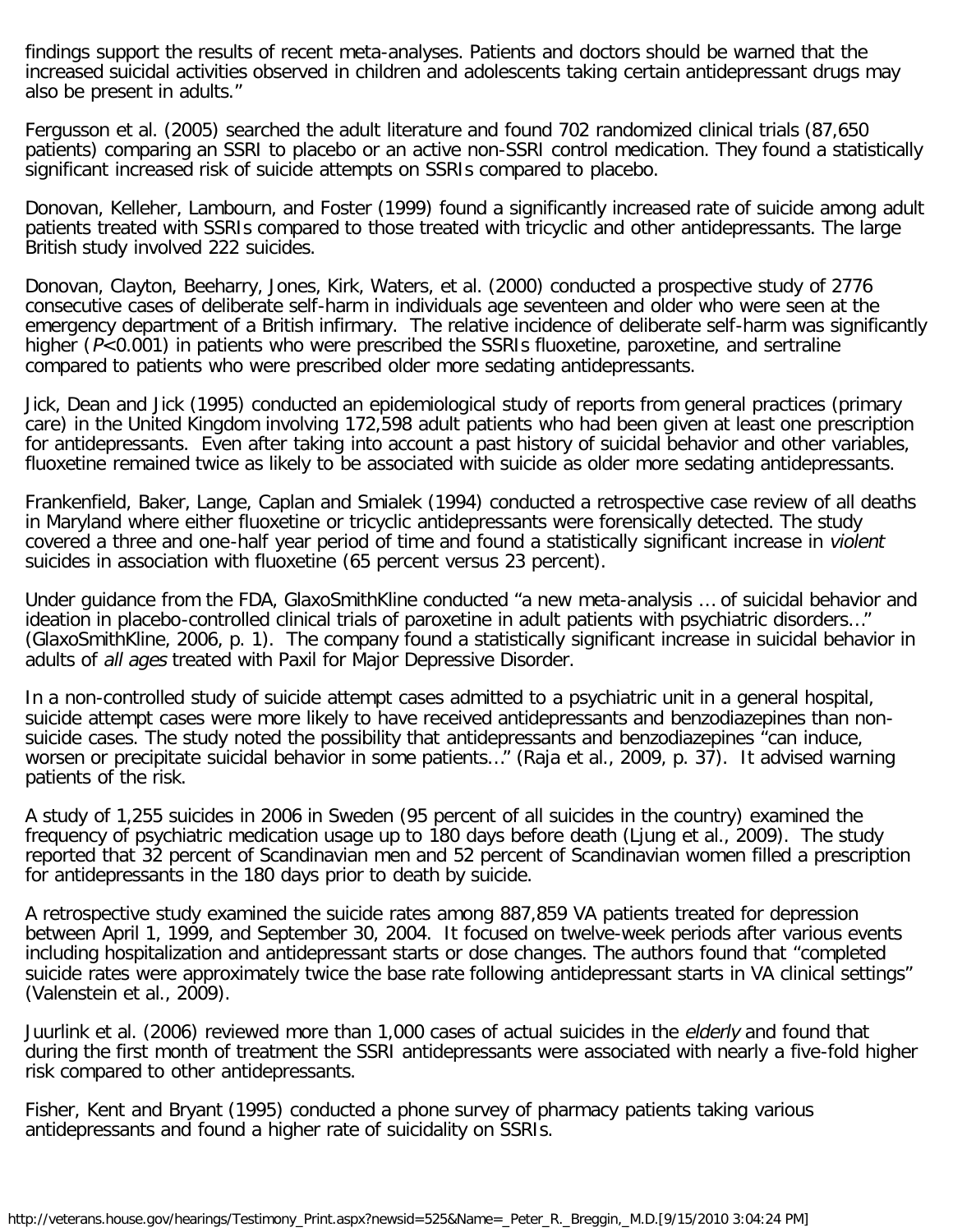findings support the results of recent meta-analyses. Patients and doctors should be warned that the increased suicidal activities observed in children and adolescents taking certain antidepressant drugs may also be present in adults."

Fergusson et al. (2005) searched the adult literature and found 702 randomized clinical trials (87,650 patients) comparing an SSRI to placebo or an active non-SSRI control medication. They found a statistically significant increased risk of suicide attempts on SSRIs compared to placebo.

Donovan, Kelleher, Lambourn, and Foster (1999) found a significantly increased rate of suicide among adult patients treated with SSRIs compared to those treated with tricyclic and other antidepressants. The large British study involved 222 suicides.

Donovan, Clayton, Beeharry, Jones, Kirk, Waters, et al. (2000) conducted a prospective study of 2776 consecutive cases of deliberate self-harm in individuals age seventeen and older who were seen at the emergency department of a British infirmary. The relative incidence of deliberate self-harm was significantly higher ($P$<0.001) in patients who were prescribed the SSRIs fluoxetine, paroxetine, and sertraline compared to patients who were prescribed older more sedating antidepressants.

Jick, Dean and Jick (1995) conducted an epidemiological study of reports from general practices (primary care) in the United Kingdom involving 172,598 adult patients who had been given at least one prescription for antidepressants. Even after taking into account a past history of suicidal behavior and other variables, fluoxetine remained twice as likely to be associated with suicide as older more sedating antidepressants.

Frankenfield, Baker, Lange, Caplan and Smialek (1994) conducted a retrospective case review of all deaths in Maryland where either fluoxetine or tricyclic antidepressants were forensically detected. The study covered a three and one-half year period of time and found a statistically significant increase in *violent* suicides in association with fluoxetine (65 percent versus 23 percent).

Under guidance from the FDA, GlaxoSmithKline conducted "a new meta-analysis … of suicidal behavior and ideation in placebo-controlled clinical trials of paroxetine in adult patients with psychiatric disorders…" (GlaxoSmithKline, 2006, p. 1). The company found a statistically significant increase in suicidal behavior in adults of *all ages* treated with Paxil for Major Depressive Disorder.

In a non-controlled study of suicide attempt cases admitted to a psychiatric unit in a general hospital, suicide attempt cases were more likely to have received antidepressants and benzodiazepines than non-suicide cases. The study noted the possibility that antidepressants and benzodiazepines "can induce, worsen or precipitate suicidal behavior in some patients…" (Raja et al., 2009, p. 37). It advised warning patients of the risk.

A study of 1,255 suicides in 2006 in Sweden (95 percent of all suicides in the country) examined the frequency of psychiatric medication usage up to 180 days before death (Ljung et al., 2009). The study reported that 32 percent of Scandinavian men and 52 percent of Scandinavian women filled a prescription for antidepressants in the 180 days prior to death by suicide.

A retrospective study examined the suicide rates among 887,859 VA patients treated for depression between April 1, 1999, and September 30, 2004. It focused on twelve-week periods after various events including hospitalization and antidepressant starts or dose changes. The authors found that "completed suicide rates were approximately twice the base rate following antidepressant starts in VA clinical settings" (Valenstein et al., 2009).

Juurlink et al. (2006) reviewed more than 1,000 cases of actual suicides in the *elderly* and found that during the first month of treatment the SSRI antidepressants were associated with nearly a five-fold higher risk compared to other antidepressants.

Fisher, Kent and Bryant (1995) conducted a phone survey of pharmacy patients taking various antidepressants and found a higher rate of suicidality on SSRIs.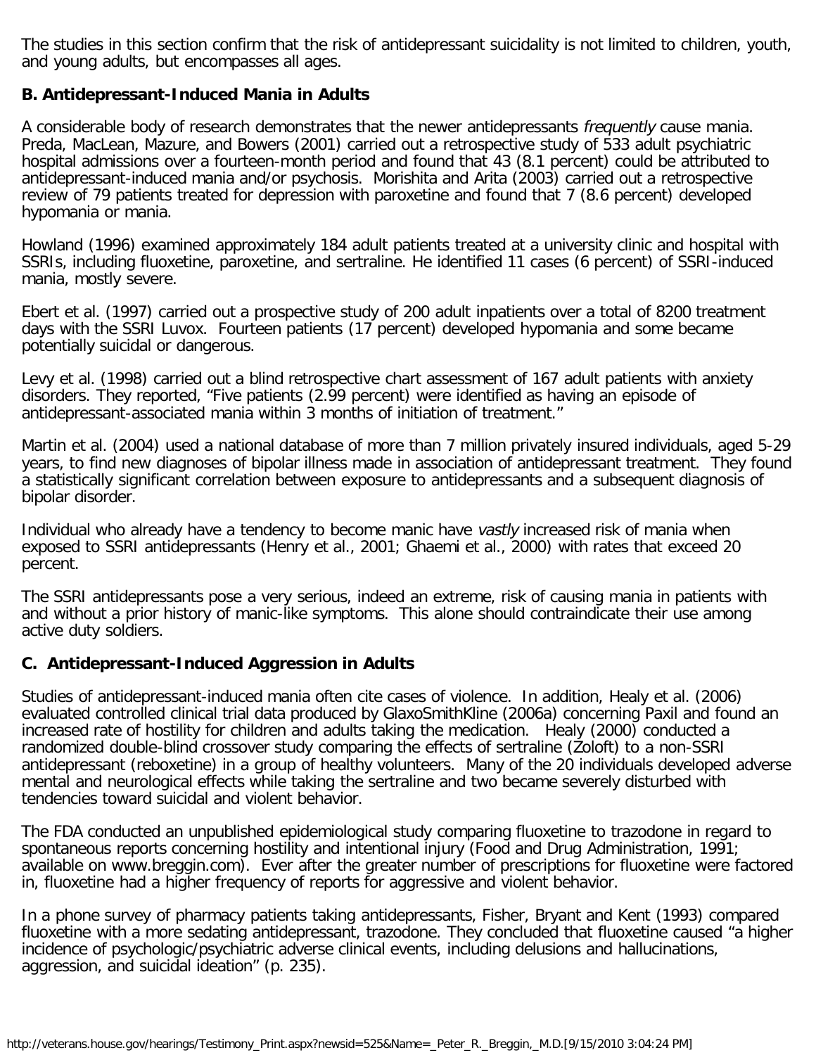The studies in this section confirm that the risk of antidepressant suicidality is not limited to children, youth, and young adults, but encompasses all ages.

### B. Antidepressant-Induced Mania in Adults

A considerable body of research demonstrates that the newer antidepressants *frequently* cause mania. Preda, MacLean, Mazure, and Bowers (2001) carried out a retrospective study of 533 adult psychiatric hospital admissions over a fourteen-month period and found that 43 (8.1 percent) could be attributed to antidepressant-induced mania and/or psychosis. Morishita and Arita (2003) carried out a retrospective review of 79 patients treated for depression with paroxetine and found that 7 (8.6 percent) developed hypomania or mania.

Howland (1996) examined approximately 184 adult patients treated at a university clinic and hospital with SSRIs, including fluoxetine, paroxetine, and sertraline. He identified 11 cases (6 percent) of SSRI-induced mania, mostly severe.

Ebert et al. (1997) carried out a prospective study of 200 adult inpatients over a total of 8200 treatment days with the SSRI Luvox. Fourteen patients (17 percent) developed hypomania and some became potentially suicidal or dangerous.

Levy et al. (1998) carried out a blind retrospective chart assessment of 167 adult patients with anxiety disorders. They reported, "Five patients (2.99 percent) were identified as having an episode of antidepressant-associated mania within 3 months of initiation of treatment."

Martin et al. (2004) used a national database of more than 7 million privately insured individuals, aged 5-29 years, to find new diagnoses of bipolar illness made in association of antidepressant treatment. They found a statistically significant correlation between exposure to antidepressants and a subsequent diagnosis of bipolar disorder.

Individual who already have a tendency to become manic have *vastly* increased risk of mania when exposed to SSRI antidepressants (Henry et al., 2001; Ghaemi et al., 2000) with rates that exceed 20 percent.

The SSRI antidepressants pose a very serious, indeed an extreme, risk of causing mania in patients with and without a prior history of manic-like symptoms. This alone should contraindicate their use among active duty soldiers.

### C. Antidepressant-Induced Aggression in Adults

Studies of antidepressant-induced mania often cite cases of violence. In addition, Healy et al. (2006) evaluated controlled clinical trial data produced by GlaxoSmithKline (2006a) concerning Paxil and found an increased rate of hostility for children and adults taking the medication. Healy (2000) conducted a randomized double-blind crossover study comparing the effects of sertraline (Zoloft) to a non-SSRI antidepressant (reboxetine) in a group of healthy volunteers. Many of the 20 individuals developed adverse mental and neurological effects while taking the sertraline and two became severely disturbed with tendencies toward suicidal and violent behavior.

The FDA conducted an unpublished epidemiological study comparing fluoxetine to trazodone in regard to spontaneous reports concerning hostility and intentional injury (Food and Drug Administration, 1991; available on www.breggin.com). Ever after the greater number of prescriptions for fluoxetine were factored in, fluoxetine had a higher frequency of reports for aggressive and violent behavior.

In a phone survey of pharmacy patients taking antidepressants, Fisher, Bryant and Kent (1993) compared fluoxetine with a more sedating antidepressant, trazodone. They concluded that fluoxetine caused "a higher incidence of psychologic/psychiatric adverse clinical events, including delusions and hallucinations, aggression, and suicidal ideation" (p. 235).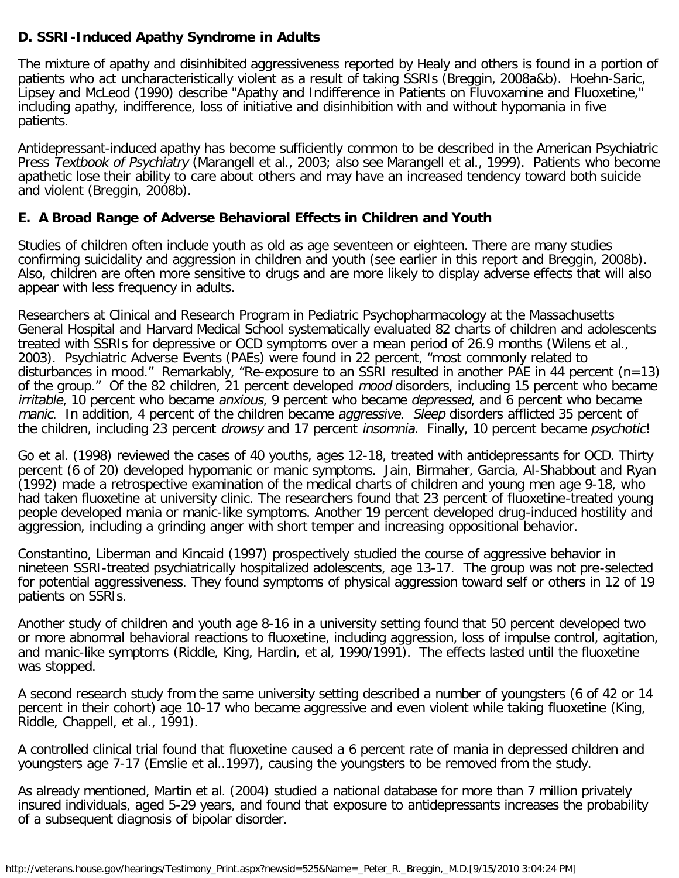### D. SSRI-Induced Apathy Syndrome in Adults

The mixture of apathy and disinhibited aggressiveness reported by Healy and others is found in a portion of patients who act uncharacteristically violent as a result of taking SSRIs (Breggin, 2008a&b). Hoehn-Saric, Lipsey and McLeod (1990) describe "Apathy and Indifference in Patients on Fluvoxamine and Fluoxetine," including apathy, indifference, loss of initiative and disinhibition with and without hypomania in five patients.

Antidepressant-induced apathy has become sufficiently common to be described in the American Psychiatric Press *Textbook of Psychiatry* (Marangell et al., 2003; also see Marangell et al., 1999). Patients who become apathetic lose their ability to care about others and may have an increased tendency toward both suicide and violent (Breggin, 2008b).

### E. A Broad Range of Adverse Behavioral Effects in Children and Youth

Studies of children often include youth as old as age seventeen or eighteen. There are many studies confirming suicidality and aggression in children and youth (see earlier in this report and Breggin, 2008b). Also, children are often more sensitive to drugs and are more likely to display adverse effects that will also appear with less frequency in adults.

Researchers at Clinical and Research Program in Pediatric Psychopharmacology at the Massachusetts General Hospital and Harvard Medical School systematically evaluated 82 charts of children and adolescents treated with SSRIs for depressive or OCD symptoms over a mean period of 26.9 months (Wilens et al., 2003). Psychiatric Adverse Events (PAEs) were found in 22 percent, "most commonly related to disturbances in mood." Remarkably, "Re-exposure to an SSRI resulted in another PAE in 44 percent (n=13) of the group." Of the 82 children, 21 percent developed *mood* disorders, including 15 percent who became *irritable*, 10 percent who became *anxious*, 9 percent who became *depressed*, and 6 percent who became *manic*. In addition, 4 percent of the children became *aggressive*. *Sleep* disorders afflicted 35 percent of the children, including 23 percent *drowsy* and 17 percent *insomnia*. Finally, 10 percent became *psychotic*!

Go et al. (1998) reviewed the cases of 40 youths, ages 12-18, treated with antidepressants for OCD. Thirty percent (6 of 20) developed hypomanic or manic symptoms. Jain, Birmaher, Garcia, Al-Shabbout and Ryan (1992) made a retrospective examination of the medical charts of children and young men age 9-18, who had taken fluoxetine at university clinic. The researchers found that 23 percent of fluoxetine-treated young people developed mania or manic-like symptoms. Another 19 percent developed drug-induced hostility and aggression, including a grinding anger with short temper and increasing oppositional behavior.

Constantino, Liberman and Kincaid (1997) prospectively studied the course of aggressive behavior in nineteen SSRI-treated psychiatrically hospitalized adolescents, age 13-17. The group was not pre-selected for potential aggressiveness. They found symptoms of physical aggression toward self or others in 12 of 19 patients on SSRIs.

Another study of children and youth age 8-16 in a university setting found that 50 percent developed two or more abnormal behavioral reactions to fluoxetine, including aggression, loss of impulse control, agitation, and manic-like symptoms (Riddle, King, Hardin, et al, 1990/1991). The effects lasted until the fluoxetine was stopped.

A second research study from the same university setting described a number of youngsters (6 of 42 or 14 percent in their cohort) age 10-17 who became aggressive and even violent while taking fluoxetine (King, Riddle, Chappell, et al., 1991).

A controlled clinical trial found that fluoxetine caused a 6 percent rate of mania in depressed children and youngsters age 7-17 (Emslie et al..1997), causing the youngsters to be removed from the study.

As already mentioned, Martin et al. (2004) studied a national database for more than 7 million privately insured individuals, aged 5-29 years, and found that exposure to antidepressants increases the probability of a subsequent diagnosis of bipolar disorder.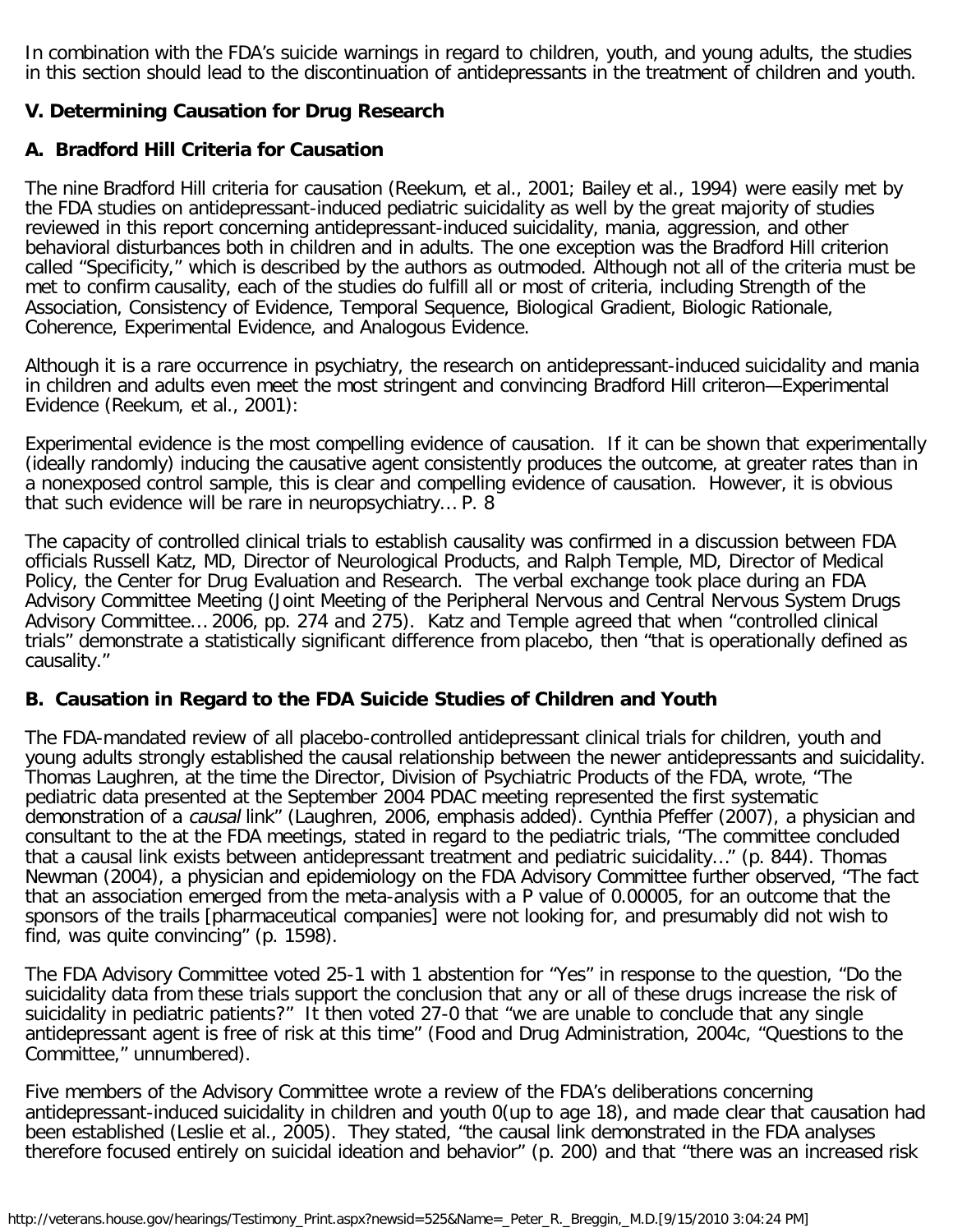In combination with the FDA's suicide warnings in regard to children, youth, and young adults, the studies in this section should lead to the discontinuation of antidepressants in the treatment of children and youth.

## V. Determining Causation for Drug Research

### A. Bradford Hill Criteria for Causation

The nine Bradford Hill criteria for causation (Reekum, et al., 2001; Bailey et al., 1994) were easily met by the FDA studies on antidepressant-induced pediatric suicidality as well by the great majority of studies reviewed in this report concerning antidepressant-induced suicidality, mania, aggression, and other behavioral disturbances both in children and in adults. The one exception was the Bradford Hill criterion called "Specificity," which is described by the authors as outmoded. Although not all of the criteria must be met to confirm causality, each of the studies do fulfill all or most of criteria, including Strength of the Association, Consistency of Evidence, Temporal Sequence, Biological Gradient, Biologic Rationale, Coherence, Experimental Evidence, and Analogous Evidence.

Although it is a rare occurrence in psychiatry, the research on antidepressant-induced suicidality and mania in children and adults even meet the most stringent and convincing Bradford Hill criteron—Experimental Evidence (Reekum, et al., 2001):

Experimental evidence is the most compelling evidence of causation. If it can be shown that experimentally (ideally randomly) inducing the causative agent consistently produces the outcome, at greater rates than in a nonexposed control sample, this is clear and compelling evidence of causation. However, it is obvious that such evidence will be rare in neuropsychiatry... P. 8

The capacity of controlled clinical trials to establish causality was confirmed in a discussion between FDA officials Russell Katz, MD, Director of Neurological Products, and Ralph Temple, MD, Director of Medical Policy, the Center for Drug Evaluation and Research. The verbal exchange took place during an FDA Advisory Committee Meeting (Joint Meeting of the Peripheral Nervous and Central Nervous System Drugs Advisory Committee... 2006, pp. 274 and 275). Katz and Temple agreed that when "controlled clinical trials" demonstrate a statistically significant difference from placebo, then "that is operationally defined as causality."

### B. Causation in Regard to the FDA Suicide Studies of Children and Youth

The FDA-mandated review of all placebo-controlled antidepressant clinical trials for children, youth and young adults strongly established the causal relationship between the newer antidepressants and suicidality. Thomas Laughren, at the time the Director, Division of Psychiatric Products of the FDA, wrote, "The pediatric data presented at the September 2004 PDAC meeting represented the first systematic demonstration of a *causal* link" (Laughren, 2006, emphasis added). Cynthia Pfeffer (2007), a physician and consultant to the at the FDA meetings, stated in regard to the pediatric trials, "The committee concluded that a causal link exists between antidepressant treatment and pediatric suicidality..." (p. 844). Thomas Newman (2004), a physician and epidemiology on the FDA Advisory Committee further observed, "The fact that an association emerged from the meta-analysis with a P value of 0.00005, for an outcome that the sponsors of the trails [pharmaceutical companies] were not looking for, and presumably did not wish to find, was quite convincing" (p. 1598).

The FDA Advisory Committee voted 25-1 with 1 abstention for "Yes" in response to the question, "Do the suicidality data from these trials support the conclusion that any or all of these drugs increase the risk of suicidality in pediatric patients?" It then voted 27-0 that "we are unable to conclude that any single antidepressant agent is free of risk at this time" (Food and Drug Administration, 2004c, "Questions to the Committee," unnumbered).

Five members of the Advisory Committee wrote a review of the FDA's deliberations concerning antidepressant-induced suicidality in children and youth 0(up to age 18), and made clear that causation had been established (Leslie et al., 2005). They stated, "the causal link demonstrated in the FDA analyses therefore focused entirely on suicidal ideation and behavior" (p. 200) and that "there was an increased risk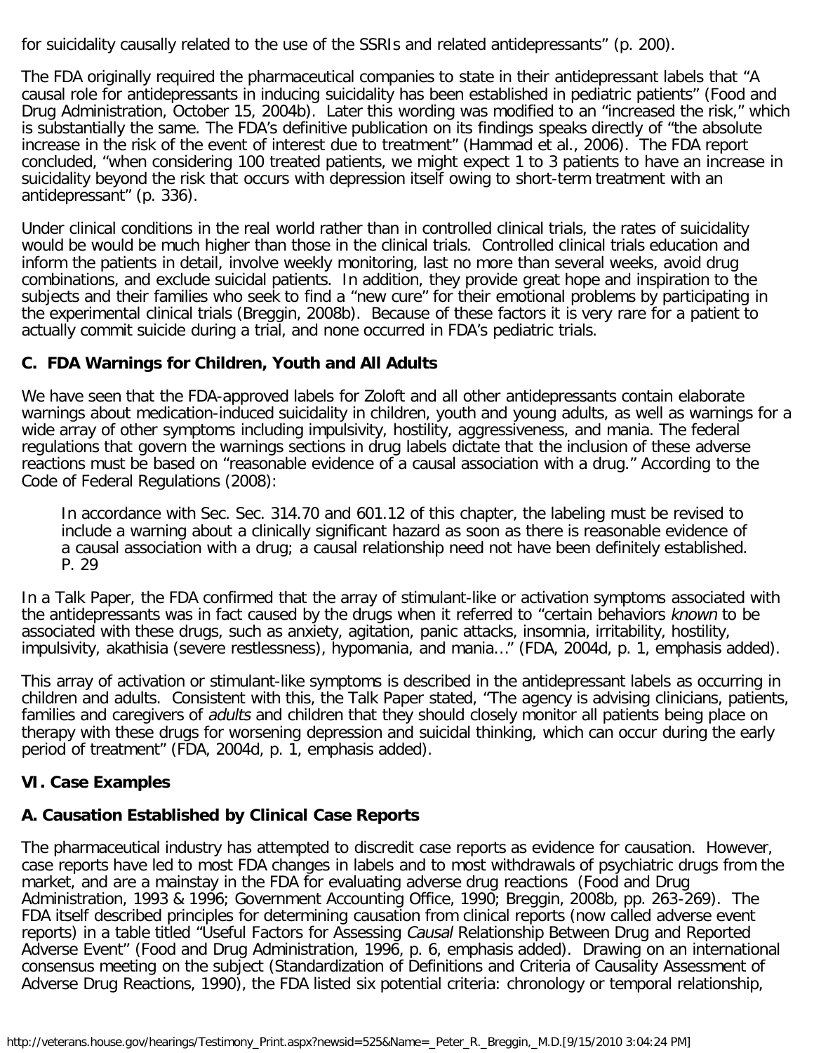for suicidality causally related to the use of the SSRIs and related antidepressants" (p. 200).

The FDA originally required the pharmaceutical companies to state in their antidepressant labels that "A causal role for antidepressants in inducing suicidality has been established in pediatric patients" (Food and Drug Administration, October 15, 2004b). Later this wording was modified to an "increased the risk," which is substantially the same. The FDA's definitive publication on its findings speaks directly of "the absolute increase in the risk of the event of interest due to treatment" (Hammad et al., 2006). The FDA report concluded, "when considering 100 treated patients, we might expect 1 to 3 patients to have an increase in suicidality beyond the risk that occurs with depression itself owing to short-term treatment with an antidepressant" (p. 336).

Under clinical conditions in the real world rather than in controlled clinical trials, the rates of suicidality would be would be much higher than those in the clinical trials. Controlled clinical trials education and inform the patients in detail, involve weekly monitoring, last no more than several weeks, avoid drug combinations, and exclude suicidal patients. In addition, they provide great hope and inspiration to the subjects and their families who seek to find a "new cure" for their emotional problems by participating in the experimental clinical trials (Breggin, 2008b). Because of these factors it is very rare for a patient to actually commit suicide during a trial, and none occurred in FDA's pediatric trials.

### C. FDA Warnings for Children, Youth and All Adults

We have seen that the FDA-approved labels for Zoloft and all other antidepressants contain elaborate warnings about medication-induced suicidality in children, youth and young adults, as well as warnings for a wide array of other symptoms including impulsivity, hostility, aggressiveness, and mania. The federal regulations that govern the warnings sections in drug labels dictate that the inclusion of these adverse reactions must be based on "reasonable evidence of a causal association with a drug." According to the Code of Federal Regulations (2008):

> In accordance with Sec. Sec. 314.70 and 601.12 of this chapter, the labeling must be revised to include a warning about a clinically significant hazard as soon as there is reasonable evidence of a causal association with a drug; a causal relationship need not have been definitely established. P. 29

In a Talk Paper, the FDA confirmed that the array of stimulant-like or activation symptoms associated with the antidepressants was in fact caused by the drugs when it referred to "certain behaviors *known* to be associated with these drugs, such as anxiety, agitation, panic attacks, insomnia, irritability, hostility, impulsivity, akathisia (severe restlessness), hypomania, and mania..." (FDA, 2004d, p. 1, emphasis added).

This array of activation or stimulant-like symptoms is described in the antidepressant labels as occurring in children and adults. Consistent with this, the Talk Paper stated, "The agency is advising clinicians, patients, families and caregivers of *adults* and children that they should closely monitor all patients being place on therapy with these drugs for worsening depression and suicidal thinking, which can occur during the early period of treatment" (FDA, 2004d, p. 1, emphasis added).

## VI. Case Examples

### A. Causation Established by Clinical Case Reports

The pharmaceutical industry has attempted to discredit case reports as evidence for causation. However, case reports have led to most FDA changes in labels and to most withdrawals of psychiatric drugs from the market, and are a mainstay in the FDA for evaluating adverse drug reactions (Food and Drug Administration, 1993 & 1996; Government Accounting Office, 1990; Breggin, 2008b, pp. 263-269). The FDA itself described principles for determining causation from clinical reports (now called adverse event reports) in a table titled "Useful Factors for Assessing *Causal* Relationship Between Drug and Reported Adverse Event" (Food and Drug Administration, 1996, p. 6, emphasis added). Drawing on an international consensus meeting on the subject (Standardization of Definitions and Criteria of Causality Assessment of Adverse Drug Reactions, 1990), the FDA listed six potential criteria: chronology or temporal relationship,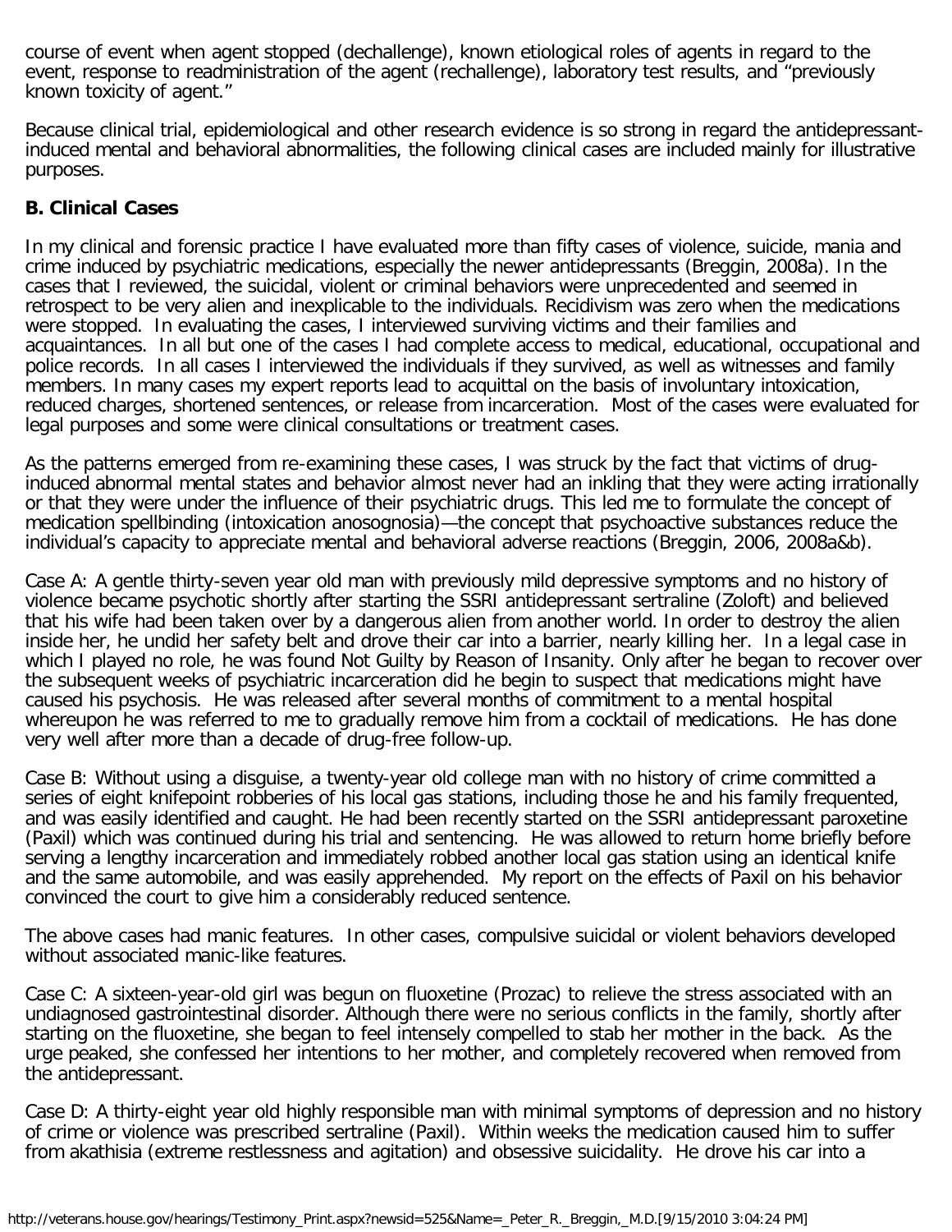course of event when agent stopped (dechallenge), known etiological roles of agents in regard to the event, response to readministration of the agent (rechallenge), laboratory test results, and "previously known toxicity of agent."

Because clinical trial, epidemiological and other research evidence is so strong in regard the antidepressant-induced mental and behavioral abnormalities, the following clinical cases are included mainly for illustrative purposes.

## B. Clinical Cases

In my clinical and forensic practice I have evaluated more than fifty cases of violence, suicide, mania and crime induced by psychiatric medications, especially the newer antidepressants (Breggin, 2008a). In the cases that I reviewed, the suicidal, violent or criminal behaviors were unprecedented and seemed in retrospect to be very alien and inexplicable to the individuals. Recidivism was zero when the medications were stopped. In evaluating the cases, I interviewed surviving victims and their families and acquaintances. In all but one of the cases I had complete access to medical, educational, occupational and police records. In all cases I interviewed the individuals if they survived, as well as witnesses and family members. In many cases my expert reports lead to acquittal on the basis of involuntary intoxication, reduced charges, shortened sentences, or release from incarceration. Most of the cases were evaluated for legal purposes and some were clinical consultations or treatment cases.

As the patterns emerged from re-examining these cases, I was struck by the fact that victims of drug-induced abnormal mental states and behavior almost never had an inkling that they were acting irrationally or that they were under the influence of their psychiatric drugs. This led me to formulate the concept of medication spellbinding (intoxication anosognosia)—the concept that psychoactive substances reduce the individual's capacity to appreciate mental and behavioral adverse reactions (Breggin, 2006, 2008a&b).

Case A: A gentle thirty-seven year old man with previously mild depressive symptoms and no history of violence became psychotic shortly after starting the SSRI antidepressant sertraline (Zoloft) and believed that his wife had been taken over by a dangerous alien from another world. In order to destroy the alien inside her, he undid her safety belt and drove their car into a barrier, nearly killing her. In a legal case in which I played no role, he was found Not Guilty by Reason of Insanity. Only after he began to recover over the subsequent weeks of psychiatric incarceration did he begin to suspect that medications might have caused his psychosis. He was released after several months of commitment to a mental hospital whereupon he was referred to me to gradually remove him from a cocktail of medications. He has done very well after more than a decade of drug-free follow-up.

Case B: Without using a disguise, a twenty-year old college man with no history of crime committed a series of eight knifepoint robberies of his local gas stations, including those he and his family frequented, and was easily identified and caught. He had been recently started on the SSRI antidepressant paroxetine (Paxil) which was continued during his trial and sentencing. He was allowed to return home briefly before serving a lengthy incarceration and immediately robbed another local gas station using an identical knife and the same automobile, and was easily apprehended. My report on the effects of Paxil on his behavior convinced the court to give him a considerably reduced sentence.

The above cases had manic features. In other cases, compulsive suicidal or violent behaviors developed without associated manic-like features.

Case C: A sixteen-year-old girl was begun on fluoxetine (Prozac) to relieve the stress associated with an undiagnosed gastrointestinal disorder. Although there were no serious conflicts in the family, shortly after starting on the fluoxetine, she began to feel intensely compelled to stab her mother in the back. As the urge peaked, she confessed her intentions to her mother, and completely recovered when removed from the antidepressant.

Case D: A thirty-eight year old highly responsible man with minimal symptoms of depression and no history of crime or violence was prescribed sertraline (Paxil). Within weeks the medication caused him to suffer from akathisia (extreme restlessness and agitation) and obsessive suicidality. He drove his car into a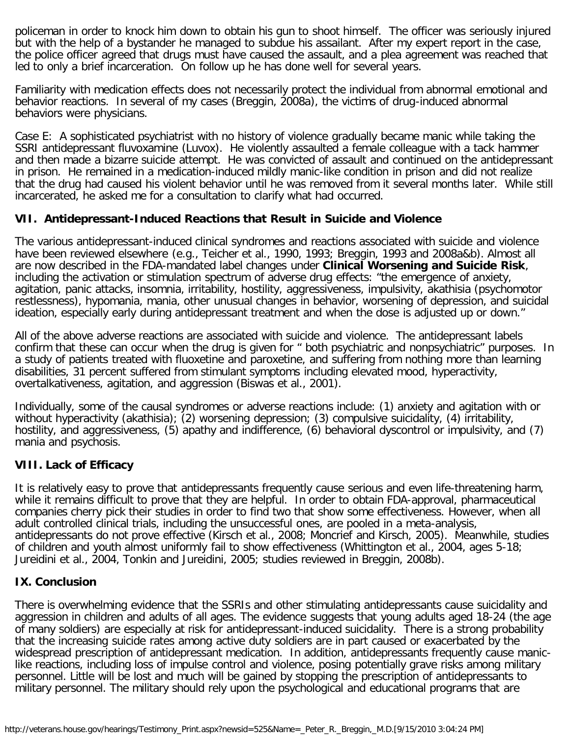policeman in order to knock him down to obtain his gun to shoot himself. The officer was seriously injured but with the help of a bystander he managed to subdue his assailant. After my expert report in the case, the police officer agreed that drugs must have caused the assault, and a plea agreement was reached that led to only a brief incarceration. On follow up he has done well for several years.

Familiarity with medication effects does not necessarily protect the individual from abnormal emotional and behavior reactions. In several of my cases (Breggin, 2008a), the victims of drug-induced abnormal behaviors were physicians.

Case E: A sophisticated psychiatrist with no history of violence gradually became manic while taking the SSRI antidepressant fluvoxamine (Luvox). He violently assaulted a female colleague with a tack hammer and then made a bizarre suicide attempt. He was convicted of assault and continued on the antidepressant in prison. He remained in a medication-induced mildly manic-like condition in prison and did not realize that the drug had caused his violent behavior until he was removed from it several months later. While still incarcerated, he asked me for a consultation to clarify what had occurred.

## VII. Antidepressant-Induced Reactions that Result in Suicide and Violence

The various antidepressant-induced clinical syndromes and reactions associated with suicide and violence have been reviewed elsewhere (e.g., Teicher et al., 1990, 1993; Breggin, 1993 and 2008a&b). Almost all are now described in the FDA-mandated label changes under **Clinical Worsening and Suicide Risk**, including the activation or stimulation spectrum of adverse drug effects: "the emergence of anxiety, agitation, panic attacks, insomnia, irritability, hostility, aggressiveness, impulsivity, akathisia (psychomotor restlessness), hypomania, mania, other unusual changes in behavior, worsening of depression, and suicidal ideation, especially early during antidepressant treatment and when the dose is adjusted up or down."

All of the above adverse reactions are associated with suicide and violence. The antidepressant labels confirm that these can occur when the drug is given for " both psychiatric and nonpsychiatric" purposes. In a study of patients treated with fluoxetine and paroxetine, and suffering from nothing more than learning disabilities, 31 percent suffered from stimulant symptoms including elevated mood, hyperactivity, overtalkativeness, agitation, and aggression (Biswas et al., 2001).

Individually, some of the causal syndromes or adverse reactions include: (1) anxiety and agitation with or without hyperactivity (akathisia); (2) worsening depression; (3) compulsive suicidality, (4) irritability, hostility, and aggressiveness, (5) apathy and indifference, (6) behavioral dyscontrol or impulsivity, and (7) mania and psychosis.

## VIII. Lack of Efficacy

It is relatively easy to prove that antidepressants frequently cause serious and even life-threatening harm, while it remains difficult to prove that they are helpful. In order to obtain FDA-approval, pharmaceutical companies cherry pick their studies in order to find two that show some effectiveness. However, when all adult controlled clinical trials, including the unsuccessful ones, are pooled in a meta-analysis, antidepressants do not prove effective (Kirsch et al., 2008; Moncrief and Kirsch, 2005). Meanwhile, studies of children and youth almost uniformly fail to show effectiveness (Whittington et al., 2004, ages 5-18; Jureidini et al., 2004, Tonkin and Jureidini, 2005; studies reviewed in Breggin, 2008b).

## IX. Conclusion

There is overwhelming evidence that the SSRIs and other stimulating antidepressants cause suicidality and aggression in children and adults of all ages. The evidence suggests that young adults aged 18-24 (the age of many soldiers) are especially at risk for antidepressant-induced suicidality. There is a strong probability that the increasing suicide rates among active duty soldiers are in part caused or exacerbated by the widespread prescription of antidepressant medication. In addition, antidepressants frequently cause manic-like reactions, including loss of impulse control and violence, posing potentially grave risks among military personnel. Little will be lost and much will be gained by stopping the prescription of antidepressants to military personnel. The military should rely upon the psychological and educational programs that are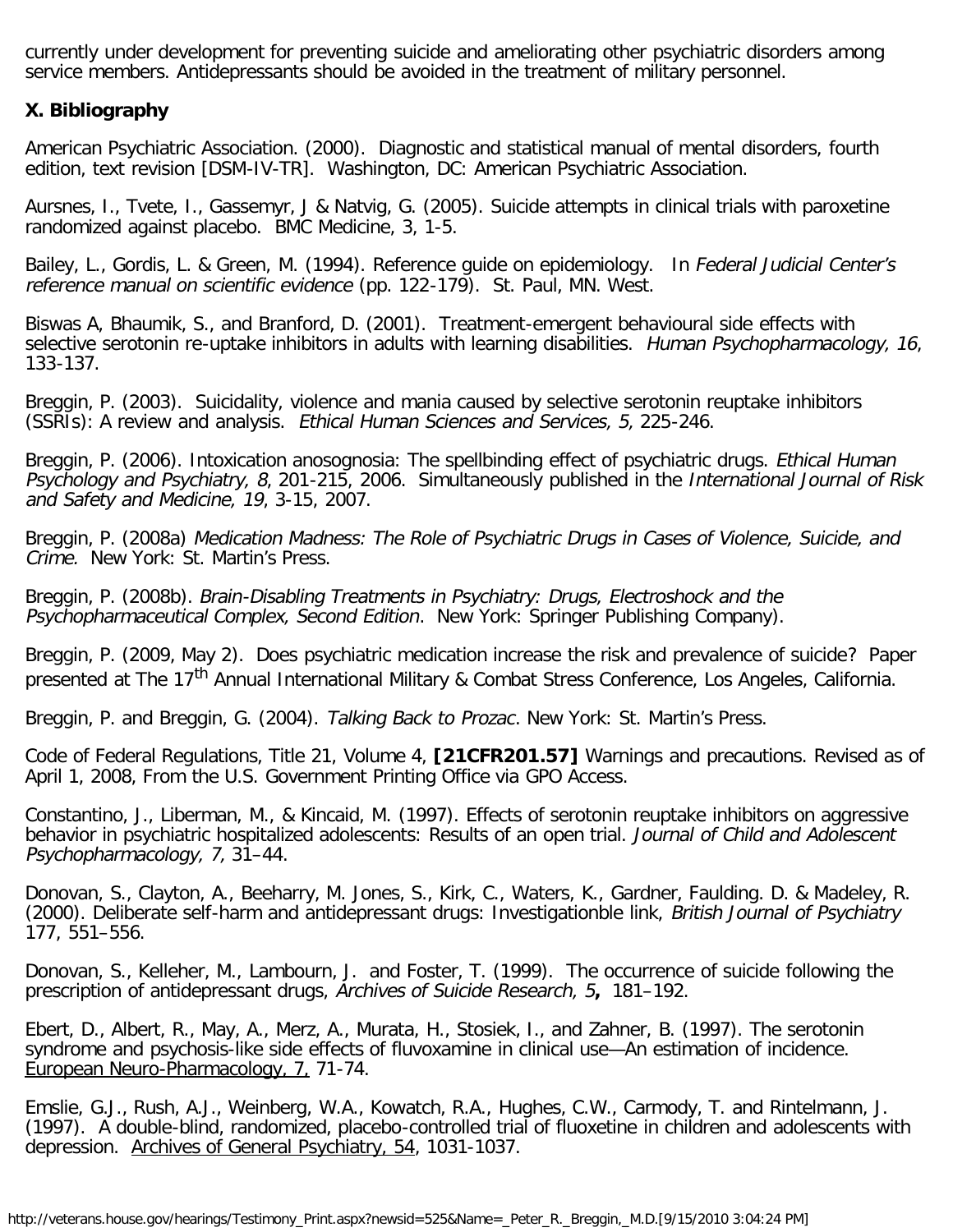currently under development for preventing suicide and ameliorating other psychiatric disorders among service members. Antidepressants should be avoided in the treatment of military personnel.

**X. Bibliography**

American Psychiatric Association. (2000). Diagnostic and statistical manual of mental disorders, fourth edition, text revision [DSM-IV-TR]. Washington, DC: American Psychiatric Association.

Aursnes, I., Tvete, I., Gassemyr, J & Natvig, G. (2005). Suicide attempts in clinical trials with paroxetine randomized against placebo. BMC Medicine, 3, 1-5.

Bailey, L., Gordis, L. & Green, M. (1994). Reference guide on epidemiology. In *Federal Judicial Center's reference manual on scientific evidence* (pp. 122-179). St. Paul, MN. West.

Biswas A, Bhaumik, S., and Branford, D. (2001). Treatment-emergent behavioural side effects with selective serotonin re-uptake inhibitors in adults with learning disabilities. *Human Psychopharmacology, 16*, 133-137.

Breggin, P. (2003). Suicidality, violence and mania caused by selective serotonin reuptake inhibitors (SSRIs): A review and analysis. *Ethical Human Sciences and Services, 5,* 225-246.

Breggin, P. (2006). Intoxication anosognosia: The spellbinding effect of psychiatric drugs. *Ethical Human Psychology and Psychiatry, 8*, 201-215, 2006. Simultaneously published in the *International Journal of Risk and Safety and Medicine, 19*, 3-15, 2007.

Breggin, P. (2008a) *Medication Madness: The Role of Psychiatric Drugs in Cases of Violence, Suicide, and Crime.* New York: St. Martin's Press.

Breggin, P. (2008b). *Brain-Disabling Treatments in Psychiatry: Drugs, Electroshock and the Psychopharmaceutical Complex, Second Edition*. New York: Springer Publishing Company).

Breggin, P. (2009, May 2). Does psychiatric medication increase the risk and prevalence of suicide? Paper presented at The 17th Annual International Military & Combat Stress Conference, Los Angeles, California.

Breggin, P. and Breggin, G. (2004). *Talking Back to Prozac*. New York: St. Martin's Press.

Code of Federal Regulations, Title 21, Volume 4, **[21CFR201.57]** Warnings and precautions. Revised as of April 1, 2008, From the U.S. Government Printing Office via GPO Access.

Constantino, J., Liberman, M., & Kincaid, M. (1997). Effects of serotonin reuptake inhibitors on aggressive behavior in psychiatric hospitalized adolescents: Results of an open trial. *Journal of Child and Adolescent Psychopharmacology, 7,* 31–44.

Donovan, S., Clayton, A., Beeharry, M. Jones, S., Kirk, C., Waters, K., Gardner, Faulding. D. & Madeley, R. (2000). Deliberate self-harm and antidepressant drugs: Investigationble link, *British Journal of Psychiatry* 177, 551–556.

Donovan, S., Kelleher, M., Lambourn, J. and Foster, T. (1999). The occurrence of suicide following the prescription of antidepressant drugs, *Archives of Suicide Research, 5***,** 181–192.

Ebert, D., Albert, R., May, A., Merz, A., Murata, H., Stosiek, I., and Zahner, B. (1997). The serotonin syndrome and psychosis-like side effects of fluvoxamine in clinical use—An estimation of incidence. European Neuro-Pharmacology, 7, 71-74.

Emslie, G.J., Rush, A.J., Weinberg, W.A., Kowatch, R.A., Hughes, C.W., Carmody, T. and Rintelmann, J. (1997). A double-blind, randomized, placebo-controlled trial of fluoxetine in children and adolescents with depression. Archives of General Psychiatry, 54, 1031-1037.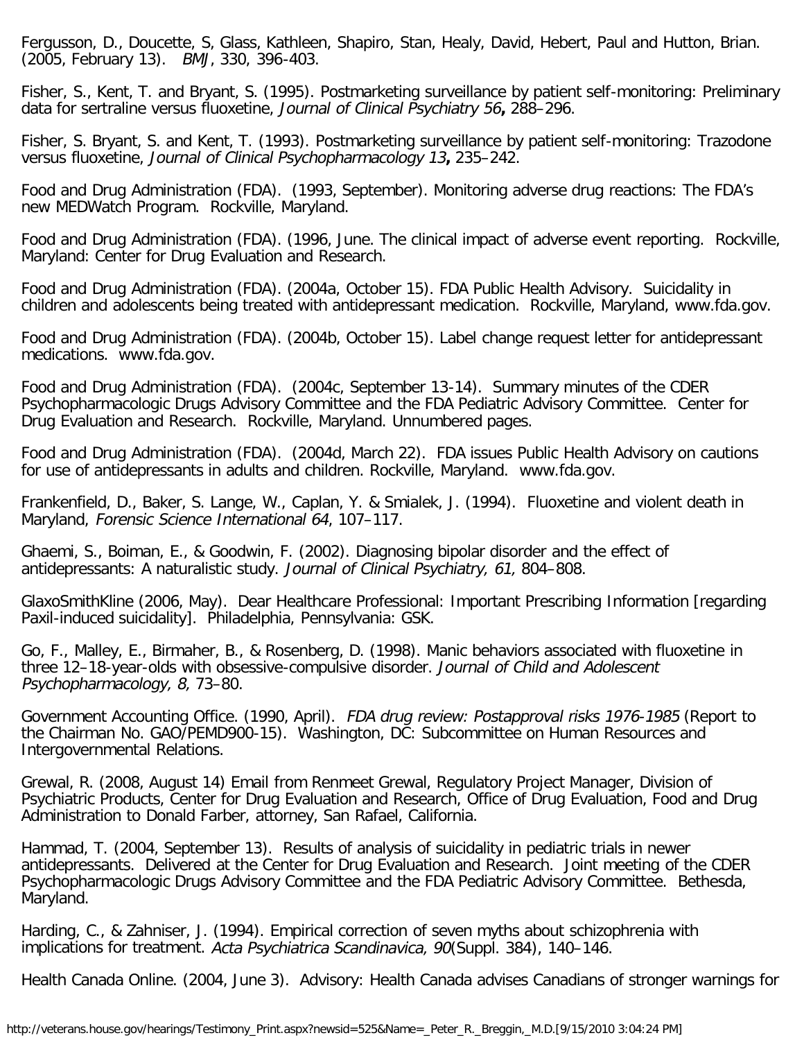Fergusson, D., Doucette, S, Glass, Kathleen, Shapiro, Stan, Healy, David, Hebert, Paul and Hutton, Brian. (2005, February 13). *BMJ*, 330, 396-403.

Fisher, S., Kent, T. and Bryant, S. (1995). Postmarketing surveillance by patient self-monitoring: Preliminary data for sertraline versus fluoxetine, *Journal of Clinical Psychiatry 56***,** 288–296.

Fisher, S. Bryant, S. and Kent, T. (1993). Postmarketing surveillance by patient self-monitoring: Trazodone versus fluoxetine, *Journal of Clinical Psychopharmacology 13***,** 235–242.

Food and Drug Administration (FDA). (1993, September). Monitoring adverse drug reactions: The FDA's new MEDWatch Program. Rockville, Maryland.

Food and Drug Administration (FDA). (1996, June. The clinical impact of adverse event reporting. Rockville, Maryland: Center for Drug Evaluation and Research.

Food and Drug Administration (FDA). (2004a, October 15). FDA Public Health Advisory. Suicidality in children and adolescents being treated with antidepressant medication. Rockville, Maryland, www.fda.gov.

Food and Drug Administration (FDA). (2004b, October 15). Label change request letter for antidepressant medications. www.fda.gov.

Food and Drug Administration (FDA). (2004c, September 13-14). Summary minutes of the CDER Psychopharmacologic Drugs Advisory Committee and the FDA Pediatric Advisory Committee. Center for Drug Evaluation and Research. Rockville, Maryland. Unnumbered pages.

Food and Drug Administration (FDA). (2004d, March 22). FDA issues Public Health Advisory on cautions for use of antidepressants in adults and children. Rockville, Maryland. www.fda.gov.

Frankenfield, D., Baker, S. Lange, W., Caplan, Y. & Smialek, J. (1994). Fluoxetine and violent death in Maryland, *Forensic Science International 64*, 107–117.

Ghaemi, S., Boiman, E., & Goodwin, F. (2002). Diagnosing bipolar disorder and the effect of antidepressants: A naturalistic study. *Journal of Clinical Psychiatry, 61,* 804–808.

GlaxoSmithKline (2006, May). Dear Healthcare Professional: Important Prescribing Information [regarding Paxil-induced suicidality]. Philadelphia, Pennsylvania: GSK.

Go, F., Malley, E., Birmaher, B., & Rosenberg, D. (1998). Manic behaviors associated with fluoxetine in three 12–18-year-olds with obsessive-compulsive disorder. *Journal of Child and Adolescent Psychopharmacology, 8,* 73–80.

Government Accounting Office. (1990, April). *FDA drug review: Postapproval risks 1976-1985* (Report to the Chairman No. GAO/PEMD900-15). Washington, DC: Subcommittee on Human Resources and Intergovernmental Relations.

Grewal, R. (2008, August 14) Email from Renmeet Grewal, Regulatory Project Manager, Division of Psychiatric Products, Center for Drug Evaluation and Research, Office of Drug Evaluation, Food and Drug Administration to Donald Farber, attorney, San Rafael, California.

Hammad, T. (2004, September 13). Results of analysis of suicidality in pediatric trials in newer antidepressants. Delivered at the Center for Drug Evaluation and Research. Joint meeting of the CDER Psychopharmacologic Drugs Advisory Committee and the FDA Pediatric Advisory Committee. Bethesda, Maryland.

Harding, C., & Zahniser, J. (1994). Empirical correction of seven myths about schizophrenia with implications for treatment. *Acta Psychiatrica Scandinavica, 90*(Suppl. 384), 140–146.

Health Canada Online. (2004, June 3). Advisory: Health Canada advises Canadians of stronger warnings for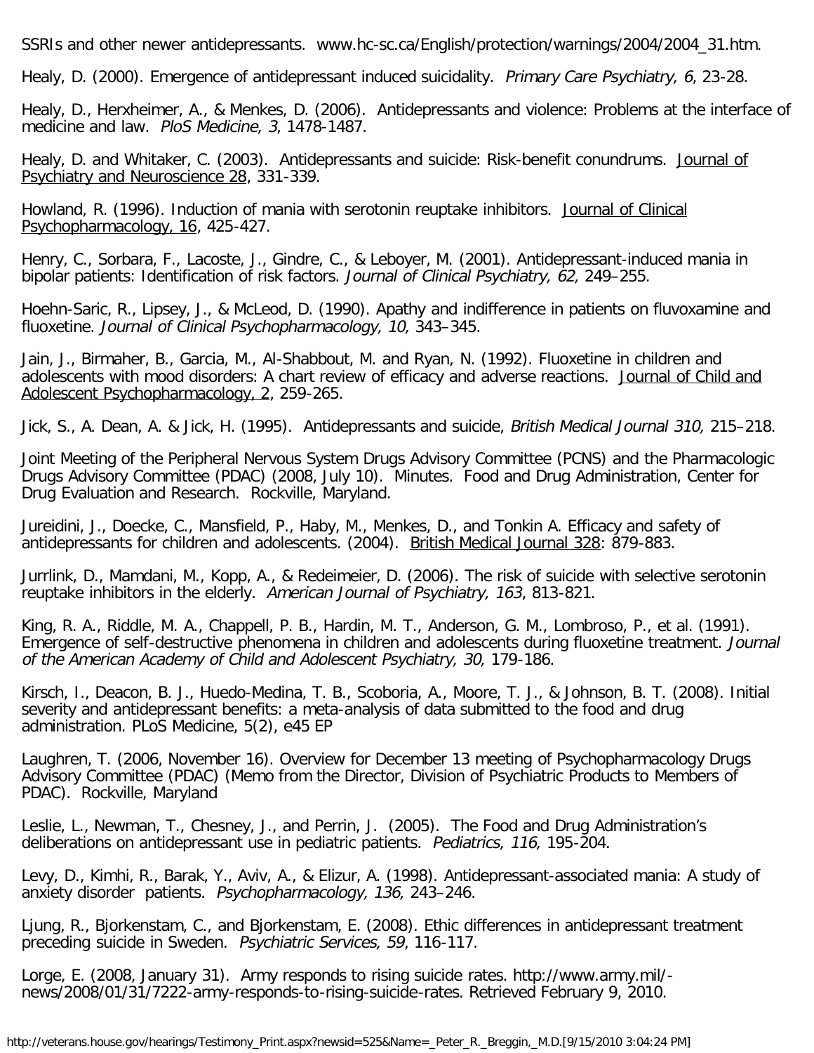SSRIs and other newer antidepressants. www.hc-sc.ca/English/protection/warnings/2004/2004_31.htm.

Healy, D. (2000). Emergence of antidepressant induced suicidality. *Primary Care Psychiatry, 6*, 23-28.

Healy, D., Herxheimer, A., & Menkes, D. (2006). Antidepressants and violence: Problems at the interface of medicine and law. *PloS Medicine, 3*, 1478-1487.

Healy, D. and Whitaker, C. (2003). Antidepressants and suicide: Risk-benefit conundrums. Journal of Psychiatry and Neuroscience 28, 331-339.

Howland, R. (1996). Induction of mania with serotonin reuptake inhibitors. Journal of Clinical Psychopharmacology, 16, 425-427.

Henry, C., Sorbara, F., Lacoste, J., Gindre, C., & Leboyer, M. (2001). Antidepressant-induced mania in bipolar patients: Identification of risk factors. *Journal of Clinical Psychiatry, 62,* 249–255.

Hoehn-Saric, R., Lipsey, J., & McLeod, D. (1990). Apathy and indifference in patients on fluvoxamine and fluoxetine. *Journal of Clinical Psychopharmacology, 10,* 343–345.

Jain, J., Birmaher, B., Garcia, M., Al-Shabbout, M. and Ryan, N. (1992). Fluoxetine in children and adolescents with mood disorders: A chart review of efficacy and adverse reactions. Journal of Child and Adolescent Psychopharmacology, 2, 259-265.

Jick, S., A. Dean, A. & Jick, H. (1995). Antidepressants and suicide, *British Medical Journal 310,* 215–218.

Joint Meeting of the Peripheral Nervous System Drugs Advisory Committee (PCNS) and the Pharmacologic Drugs Advisory Committee (PDAC) (2008, July 10). Minutes. Food and Drug Administration, Center for Drug Evaluation and Research. Rockville, Maryland.

Jureidini, J., Doecke, C., Mansfield, P., Haby, M., Menkes, D., and Tonkin A. Efficacy and safety of antidepressants for children and adolescents. (2004). British Medical Journal 328: 879-883.

Jurrlink, D., Mamdani, M., Kopp, A., & Redeimeier, D. (2006). The risk of suicide with selective serotonin reuptake inhibitors in the elderly. *American Journal of Psychiatry, 163*, 813-821.

King, R. A., Riddle, M. A., Chappell, P. B., Hardin, M. T., Anderson, G. M., Lombroso, P., et al. (1991). Emergence of self-destructive phenomena in children and adolescents during fluoxetine treatment. *Journal of the American Academy of Child and Adolescent Psychiatry, 30,* 179-186.

Kirsch, I., Deacon, B. J., Huedo-Medina, T. B., Scoboria, A., Moore, T. J., & Johnson, B. T. (2008). Initial severity and antidepressant benefits: a meta-analysis of data submitted to the food and drug administration. PLoS Medicine, 5(2), e45 EP

Laughren, T. (2006, November 16). Overview for December 13 meeting of Psychopharmacology Drugs Advisory Committee (PDAC) (Memo from the Director, Division of Psychiatric Products to Members of PDAC). Rockville, Maryland

Leslie, L., Newman, T., Chesney, J., and Perrin, J. (2005). The Food and Drug Administration's deliberations on antidepressant use in pediatric patients. *Pediatrics, 116,* 195-204.

Levy, D., Kimhi, R., Barak, Y., Aviv, A., & Elizur, A. (1998). Antidepressant-associated mania: A study of anxiety disorder patients. *Psychopharmacology, 136,* 243–246.

Ljung, R., Bjorkenstam, C., and Bjorkenstam, E. (2008). Ethic differences in antidepressant treatment preceding suicide in Sweden. *Psychiatric Services, 59*, 116-117.

Lorge, E. (2008, January 31). Army responds to rising suicide rates. http://www.army.mil/-news/2008/01/31/7222-army-responds-to-rising-suicide-rates. Retrieved February 9, 2010.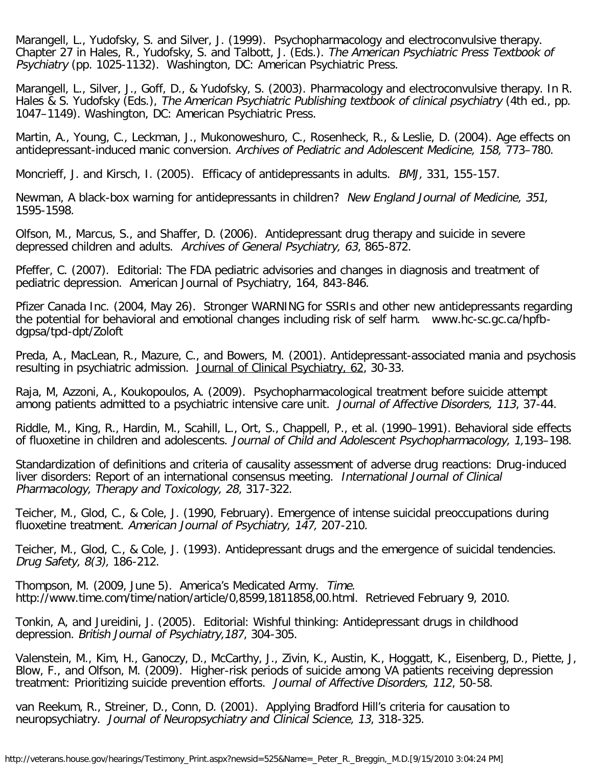Marangell, L., Yudofsky, S. and Silver, J. (1999). Psychopharmacology and electroconvulsive therapy. Chapter 27 in Hales, R., Yudofsky, S. and Talbott, J. (Eds.). *The American Psychiatric Press Textbook of Psychiatry* (pp. 1025-1132). Washington, DC: American Psychiatric Press.

Marangell, L., Silver, J., Goff, D., & Yudofsky, S. (2003). Pharmacology and electroconvulsive therapy. In R. Hales & S. Yudofsky (Eds.), *The American Psychiatric Publishing textbook of clinical psychiatry* (4th ed., pp. 1047–1149). Washington, DC: American Psychiatric Press.

Martin, A., Young, C., Leckman, J., Mukonoweshuro, C., Rosenheck, R., & Leslie, D. (2004). Age effects on antidepressant-induced manic conversion. *Archives of Pediatric and Adolescent Medicine, 158,* 773–780.

Moncrieff, J. and Kirsch, I. (2005). Efficacy of antidepressants in adults. *BMJ*, 331, 155-157.

Newman, A black-box warning for antidepressants in children? *New England Journal of Medicine, 351,* 1595-1598.

Olfson, M., Marcus, S., and Shaffer, D. (2006). Antidepressant drug therapy and suicide in severe depressed children and adults. *Archives of General Psychiatry, 63*, 865-872.

Pfeffer, C. (2007). Editorial: The FDA pediatric advisories and changes in diagnosis and treatment of pediatric depression. American Journal of Psychiatry, 164, 843-846.

Pfizer Canada Inc. (2004, May 26). Stronger WARNING for SSRIs and other new antidepressants regarding the potential for behavioral and emotional changes including risk of self harm. www.hc-sc.gc.ca/hpfb-dgpsa/tpd-dpt/Zoloft

Preda, A., MacLean, R., Mazure, C., and Bowers, M. (2001). Antidepressant-associated mania and psychosis resulting in psychiatric admission. Journal of Clinical Psychiatry, 62, 30-33.

Raja, M, Azzoni, A., Koukopoulos, A. (2009). Psychopharmacological treatment before suicide attempt among patients admitted to a psychiatric intensive care unit. *Journal of Affective Disorders, 113*, 37-44.

Riddle, M., King, R., Hardin, M., Scahill, L., Ort, S., Chappell, P., et al. (1990–1991). Behavioral side effects of fluoxetine in children and adolescents. *Journal of Child and Adolescent Psychopharmacology, 1,*193–198.

Standardization of definitions and criteria of causality assessment of adverse drug reactions: Drug-induced liver disorders: Report of an international consensus meeting. *International Journal of Clinical Pharmacology, Therapy and Toxicology, 28*, 317-322.

Teicher, M., Glod, C., & Cole, J. (1990, February). Emergence of intense suicidal preoccupations during fluoxetine treatment. *American Journal of Psychiatry, 147,* 207-210.

Teicher, M., Glod, C., & Cole, J. (1993). Antidepressant drugs and the emergence of suicidal tendencies. *Drug Safety, 8(3),* 186-212.

Thompson, M. (2009, June 5). America's Medicated Army. *Time*. http://www.time.com/time/nation/article/0,8599,1811858,00.html. Retrieved February 9, 2010.

Tonkin, A, and Jureidini, J. (2005). Editorial: Wishful thinking: Antidepressant drugs in childhood depression. *British Journal of Psychiatry,187*, 304-305.

Valenstein, M., Kim, H., Ganoczy, D., McCarthy, J., Zivin, K., Austin, K., Hoggatt, K., Eisenberg, D., Piette, J, Blow, F., and Olfson, M. (2009). Higher-risk periods of suicide among VA patients receiving depression treatment: Prioritizing suicide prevention efforts. *Journal of Affective Disorders, 112*, 50-58.

van Reekum, R., Streiner, D., Conn, D. (2001). Applying Bradford Hill's criteria for causation to neuropsychiatry. *Journal of Neuropsychiatry and Clinical Science, 13*, 318-325.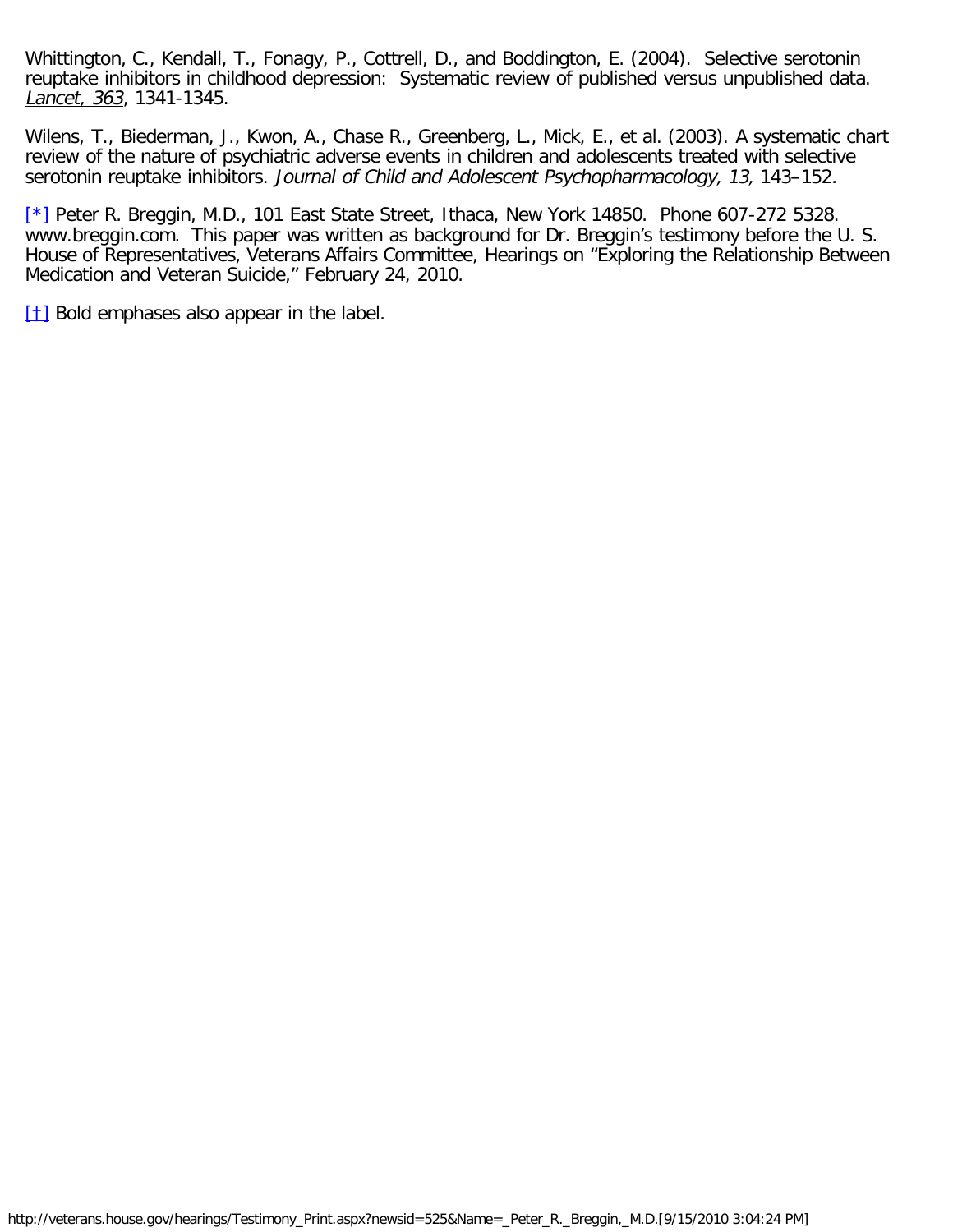Whittington, C., Kendall, T., Fonagy, P., Cottrell, D., and Boddington, E. (2004). Selective serotonin reuptake inhibitors in childhood depression: Systematic review of published versus unpublished data. *Lancet, 363*, 1341-1345.

Wilens, T., Biederman, J., Kwon, A., Chase R., Greenberg, L., Mick, E., et al. (2003). A systematic chart review of the nature of psychiatric adverse events in children and adolescents treated with selective serotonin reuptake inhibitors. *Journal of Child and Adolescent Psychopharmacology, 13,* 143–152.

[*] Peter R. Breggin, M.D., 101 East State Street, Ithaca, New York 14850. Phone 607-272 5328. www.breggin.com. This paper was written as background for Dr. Breggin's testimony before the U. S. House of Representatives, Veterans Affairs Committee, Hearings on "Exploring the Relationship Between Medication and Veteran Suicide," February 24, 2010.

[†] Bold emphases also appear in the label.